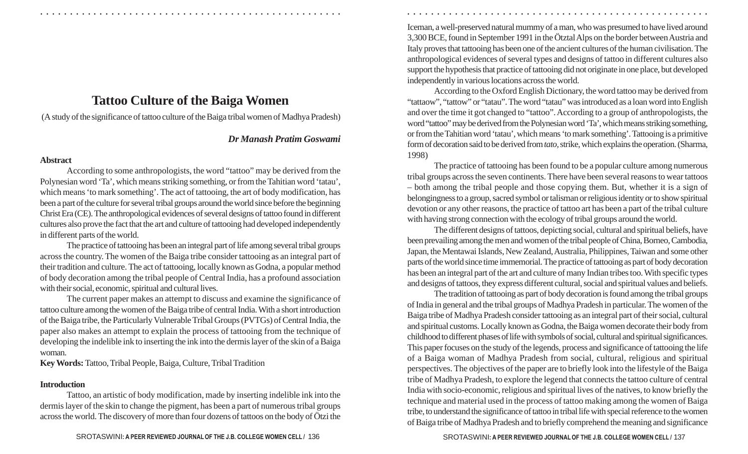# Tattoo Culture of the Baiga Women

(A study of the significance of tattoo culture of the Baiga tribal women of Madhya Pradesh)

***Dr Manash Pratim Goswami***

**Abstract**

According to some anthropologists, the word "tattoo" may be derived from the Polynesian word 'Ta', which means striking something, or from the Tahitian word 'tatau', which means 'to mark something'. The act of tattooing, the art of body modification, has been a part of the culture for several tribal groups around the world since before the beginning Christ Era (CE). The anthropological evidences of several designs of tattoo found in different cultures also prove the fact that the art and culture of tattooing had developed independently in different parts of the world.

The practice of tattooing has been an integral part of life among several tribal groups across the country. The women of the Baiga tribe consider tattooing as an integral part of their tradition and culture. The act of tattooing, locally known as Godna, a popular method of body decoration among the tribal people of Central India, has a profound association with their social, economic, spiritual and cultural lives.

The current paper makes an attempt to discuss and examine the significance of tattoo culture among the women of the Baiga tribe of central India. With a short introduction of the Baiga tribe, the Particularly Vulnerable Tribal Groups (PVTGs) of Central India, the paper also makes an attempt to explain the process of tattooing from the technique of developing the indelible ink to inserting the ink into the dermis layer of the skin of a Baiga woman.

**Key Words:** Tattoo, Tribal People, Baiga, Culture, Tribal Tradition

**Introduction**

Tattoo, an artistic of body modification, made by inserting indelible ink into the dermis layer of the skin to change the pigment, has been a part of numerous tribal groups across the world. The discovery of more than four dozens of tattoos on the body of Ötzi the Iceman, a well-preserved natural mummy of a man, who was presumed to have lived around 3,300 BCE, found in September 1991 in the Ötztal Alps on the border between Austria and Italy proves that tattooing has been one of the ancient cultures of the human civilisation. The anthropological evidences of several types and designs of tattoo in different cultures also support the hypothesis that practice of tattooing did not originate in one place, but developed independently in various locations across the world.

According to the Oxford English Dictionary, the word tattoo may be derived from "tattaow", "tattow" or "tatau". The word "tatau" was introduced as a loan word into English and over the time it got changed to "tattoo". According to a group of anthropologists, the word "tattoo" may be derived from the Polynesian word 'Ta', which means striking something, or from the Tahitian word 'tatau', which means 'to mark something'. Tattooing is a primitive form of decoration said to be derived from *tato*, strike, which explains the operation. (Sharma, 1998)

The practice of tattooing has been found to be a popular culture among numerous tribal groups across the seven continents. There have been several reasons to wear tattoos – both among the tribal people and those copying them. But, whether it is a sign of belongingness to a group, sacred symbol or talisman or religious identity or to show spiritual devotion or any other reasons, the practice of tattoo art has been a part of the tribal culture with having strong connection with the ecology of tribal groups around the world.

The different designs of tattoos, depicting social, cultural and spiritual beliefs, have been prevailing among the men and women of the tribal people of China, Borneo, Cambodia, Japan, the Mentawai Islands, New Zealand, Australia, Philippines, Taiwan and some other parts of the world since time immemorial. The practice of tattooing as part of body decoration has been an integral part of the art and culture of many Indian tribes too. With specific types and designs of tattoos, they express different cultural, social and spiritual values and beliefs.

The tradition of tattooing as part of body decoration is found among the tribal groups of India in general and the tribal groups of Madhya Pradesh in particular. The women of the Baiga tribe of Madhya Pradesh consider tattooing as an integral part of their social, cultural and spiritual customs. Locally known as Godna, the Baiga women decorate their body from childhood to different phases of life with symbols of social, cultural and spiritual significances. This paper focuses on the study of the legends, process and significance of tattooing the life of a Baiga woman of Madhya Pradesh from social, cultural, religious and spiritual perspectives. The objectives of the paper are to briefly look into the lifestyle of the Baiga tribe of Madhya Pradesh, to explore the legend that connects the tattoo culture of central India with socio-economic, religious and spiritual lives of the natives, to know briefly the technique and material used in the process of tattoo making among the women of Baiga tribe, to understand the significance of tattoo in tribal life with special reference to the women of Baiga tribe of Madhya Pradesh and to briefly comprehend the meaning and significance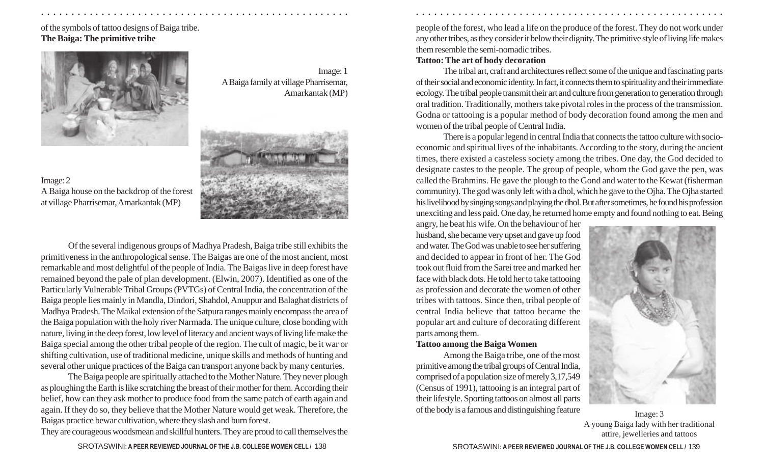of the symbols of tattoo designs of Baiga tribe.

**The Baiga: The primitive tribe**

Image: 1
A Baiga family at village Pharrisemar, Amarkantak (MP)

Image: 2
A Baiga house on the backdrop of the forest at village Pharrisemar, Amarkantak (MP)

Of the several indigenous groups of Madhya Pradesh, Baiga tribe still exhibits the primitiveness in the anthropological sense. The Baigas are one of the most ancient, most remarkable and most delightful of the people of India. The Baigas live in deep forest have remained beyond the pale of plan development. (Elwin, 2007). Identified as one of the Particularly Vulnerable Tribal Groups (PVTGs) of Central India, the concentration of the Baiga people lies mainly in Mandla, Dindori, Shahdol, Anuppur and Balaghat districts of Madhya Pradesh. The Maikal extension of the Satpura ranges mainly encompass the area of the Baiga population with the holy river Narmada. The unique culture, close bonding with nature, living in the deep forest, low level of literacy and ancient ways of living life make the Baiga special among the other tribal people of the region. The cult of magic, be it war or shifting cultivation, use of traditional medicine, unique skills and methods of hunting and several other unique practices of the Baiga can transport anyone back by many centuries.

The Baiga people are spiritually attached to the Mother Nature. They never plough as ploughing the Earth is like scratching the breast of their mother for them. According their belief, how can they ask mother to produce food from the same patch of earth again and again. If they do so, they believe that the Mother Nature would get weak. Therefore, the Baigas practice bewar cultivation, where they slash and burn forest.

They are courageous woodsmean and skillful hunters. They are proud to call themselves the people of the forest, who lead a life on the produce of the forest. They do not work under any other tribes, as they consider it below their dignity. The primitive style of living life makes them resemble the semi-nomadic tribes.

**Tattoo: The art of body decoration**

The tribal art, craft and architectures reflect some of the unique and fascinating parts of their social and economic identity. In fact, it connects them to spirituality and their immediate ecology. The tribal people transmit their art and culture from generation to generation through oral tradition. Traditionally, mothers take pivotal roles in the process of the transmission. Godna or tattooing is a popular method of body decoration found among the men and women of the tribal people of Central India.

There is a popular legend in central India that connects the tattoo culture with socio-economic and spiritual lives of the inhabitants. According to the story, during the ancient times, there existed a casteless society among the tribes. One day, the God decided to designate castes to the people. The group of people, whom the God gave the pen, was called the Brahmins. He gave the plough to the Gond and water to the Kewat (fisherman community). The god was only left with a dhol, which he gave to the Ojha. The Ojha started his livelihood by singing songs and playing the dhol. But after sometimes, he found his profession unexciting and less paid. One day, he returned home empty and found nothing to eat. Being angry, he beat his wife. On the behaviour of her husband, she became very upset and gave up food and water. The God was unable to see her suffering and decided to appear in front of her. The God took out fluid from the Sarei tree and marked her face with black dots. He told her to take tattooing as profession and decorate the women of other tribes with tattoos. Since then, tribal people of central India believe that tattoo became the popular art and culture of decorating different parts among them.

**Tattoo among the Baiga Women**

Among the Baiga tribe, one of the most primitive among the tribal groups of Central India, comprised of a population size of merely 3,17,549 (Census of 1991), tattooing is an integral part of their lifestyle. Sporting tattoos on almost all parts of the body is a famous and distinguishing feature

Image: 3
A young Baiga lady with her traditional attire, jewelleries and tattoos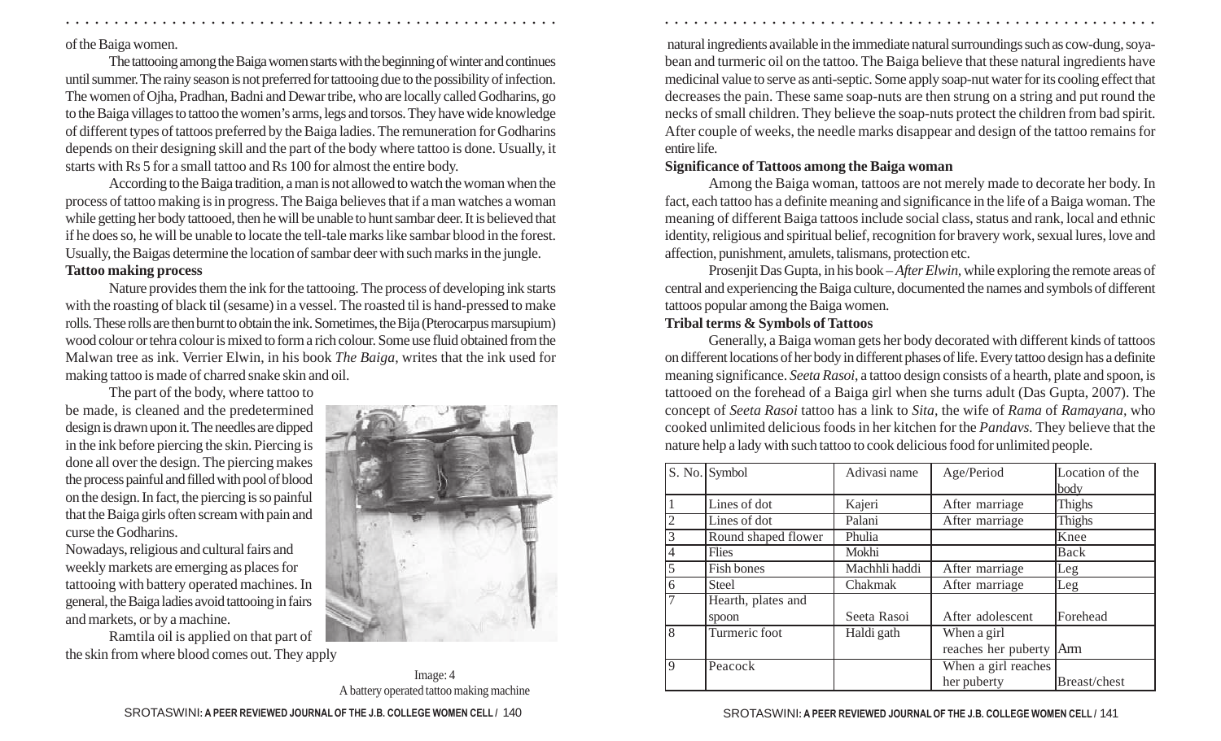of the Baiga women.

The tattooing among the Baiga women starts with the beginning of winter and continues until summer. The rainy season is not preferred for tattooing due to the possibility of infection. The women of Ojha, Pradhan, Badni and Dewar tribe, who are locally called Godharins, go to the Baiga villages to tattoo the women's arms, legs and torsos. They have wide knowledge of different types of tattoos preferred by the Baiga ladies. The remuneration for Godharins depends on their designing skill and the part of the body where tattoo is done. Usually, it starts with Rs 5 for a small tattoo and Rs 100 for almost the entire body.

According to the Baiga tradition, a man is not allowed to watch the woman when the process of tattoo making is in progress. The Baiga believes that if a man watches a woman while getting her body tattooed, then he will be unable to hunt sambar deer. It is believed that if he does so, he will be unable to locate the tell-tale marks like sambar blood in the forest. Usually, the Baigas determine the location of sambar deer with such marks in the jungle.

**Tattoo making process**

Nature provides them the ink for the tattooing. The process of developing ink starts with the roasting of black til (sesame) in a vessel. The roasted til is hand-pressed to make rolls. These rolls are then burnt to obtain the ink. Sometimes, the Bija (Pterocarpus marsupium) wood colour or tehra colour is mixed to form a rich colour. Some use fluid obtained from the Malwan tree as ink. Verrier Elwin, in his book *The Baiga*, writes that the ink used for making tattoo is made of charred snake skin and oil.

The part of the body, where tattoo to be made, is cleaned and the predetermined design is drawn upon it. The needles are dipped in the ink before piercing the skin. Piercing is done all over the design. The piercing makes the process painful and filled with pool of blood on the design. In fact, the piercing is so painful that the Baiga girls often scream with pain and curse the Godharins.

Nowadays, religious and cultural fairs and weekly markets are emerging as places for tattooing with battery operated machines. In general, the Baiga ladies avoid tattooing in fairs and markets, or by a machine.

Ramtila oil is applied on that part of the skin from where blood comes out. They apply natural ingredients available in the immediate natural surroundings such as cow-dung, soya-bean and turmeric oil on the tattoo. The Baiga believe that these natural ingredients have medicinal value to serve as anti-septic. Some apply soap-nut water for its cooling effect that decreases the pain. These same soap-nuts are then strung on a string and put round the necks of small children. They believe the soap-nuts protect the children from bad spirit. After couple of weeks, the needle marks disappear and design of the tattoo remains for entire life.

Image: 4
A battery operated tattoo making machine

**Significance of Tattoos among the Baiga woman**

Among the Baiga woman, tattoos are not merely made to decorate her body. In fact, each tattoo has a definite meaning and significance in the life of a Baiga woman. The meaning of different Baiga tattoos include social class, status and rank, local and ethnic identity, religious and spiritual belief, recognition for bravery work, sexual lures, love and affection, punishment, amulets, talismans, protection etc.

Prosenjit Das Gupta, in his book – *After Elwin*, while exploring the remote areas of central and experiencing the Baiga culture, documented the names and symbols of different tattoos popular among the Baiga women.

**Tribal terms & Symbols of Tattoos**

Generally, a Baiga woman gets her body decorated with different kinds of tattoos on different locations of her body in different phases of life. Every tattoo design has a definite meaning significance. *Seeta Rasoi*, a tattoo design consists of a hearth, plate and spoon, is tattooed on the forehead of a Baiga girl when she turns adult (Das Gupta, 2007). The concept of *Seeta Rasoi* tattoo has a link to *Sita,* the wife of *Rama* of *Ramayana,* who cooked unlimited delicious foods in her kitchen for the *Pandavs.* They believe that the nature help a lady with such tattoo to cook delicious food for unlimited people.

| S. No. | Symbol | Adivasi name | Age/Period | Location of the body |
|---|---|---|---|---|
| 1 | Lines of dot | Kajeri | After marriage | Thighs |
| 2 | Lines of dot | Palani | After marriage | Thighs |
| 3 | Round shaped flower | Phulia | | Knee |
| 4 | Flies | Mokhi | | Back |
| 5 | Fish bones | Machhli haddi | After marriage | Leg |
| 6 | Steel | Chakmak | After marriage | Leg |
| 7 | Hearth, plates and spoon | Seeta Rasoi | After adolescent | Forehead |
| 8 | Turmeric foot | Haldi gath | When a girl reaches her puberty | Arm |
| 9 | Peacock | | When a girl reaches her puberty | Breast/chest |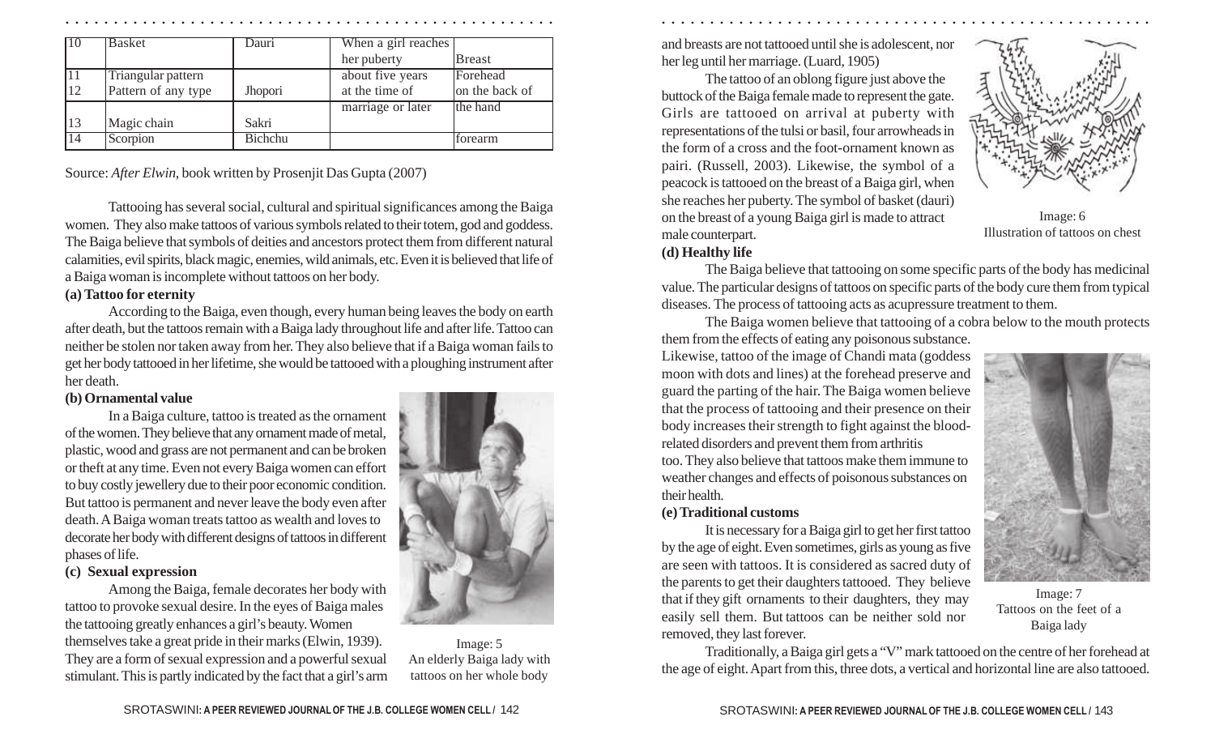| 10 | Basket | Dauri | When a girl reaches her puberty | Breast |
|---|---|---|---|---|
| 11 | Triangular pattern | | about five years | Forehead |
| 12 | Pattern of any type | Jhopori | at the time of marriage or later | on the back of the hand |
| 13 | Magic chain | Sakri | | |
| 14 | Scorpion | Bichchu | | forearm |

Source: *After Elwin*, book written by Prosenjit Das Gupta (2007)

Tattooing has several social, cultural and spiritual significances among the Baiga women. They also make tattoos of various symbols related to their totem, god and goddess. The Baiga believe that symbols of deities and ancestors protect them from different natural calamities, evil spirits, black magic, enemies, wild animals, etc. Even it is believed that life of a Baiga woman is incomplete without tattoos on her body.

**(a) Tattoo for eternity**

According to the Baiga, even though, every human being leaves the body on earth after death, but the tattoos remain with a Baiga lady throughout life and after life. Tattoo can neither be stolen nor taken away from her. They also believe that if a Baiga woman fails to get her body tattooed in her lifetime, she would be tattooed with a ploughing instrument after her death.

**(b) Ornamental value**

In a Baiga culture, tattoo is treated as the ornament of the women. They believe that any ornament made of metal, plastic, wood and grass are not permanent and can be broken or theft at any time. Even not every Baiga women can effort to buy costly jewellery due to their poor economic condition. But tattoo is permanent and never leave the body even after death. A Baiga woman treats tattoo as wealth and loves to decorate her body with different designs of tattoos in different phases of life.

Image: 5
An elderly Baiga lady with tattoos on her whole body

**(c) Sexual expression**

Among the Baiga, female decorates her body with tattoo to provoke sexual desire. In the eyes of Baiga males the tattooing greatly enhances a girl's beauty. Women themselves take a great pride in their marks (Elwin, 1939). They are a form of sexual expression and a powerful sexual stimulant. This is partly indicated by the fact that a girl's arm and breasts are not tattooed until she is adolescent, nor her leg until her marriage. (Luard, 1905)

The tattoo of an oblong figure just above the buttock of the Baiga female made to represent the gate. Girls are tattooed on arrival at puberty with representations of the tulsi or basil, four arrowheads in the form of a cross and the foot-ornament known as pairi. (Russell, 2003). Likewise, the symbol of a peacock is tattooed on the breast of a Baiga girl, when she reaches her puberty. The symbol of basket (dauri) on the breast of a young Baiga girl is made to attract male counterpart.

Image: 6
Illustration of tattoos on chest

**(d) Healthy life**

The Baiga believe that tattooing on some specific parts of the body has medicinal value. The particular designs of tattoos on specific parts of the body cure them from typical diseases. The process of tattooing acts as acupressure treatment to them.

The Baiga women believe that tattooing of a cobra below to the mouth protects them from the effects of eating any poisonous substance. Likewise, tattoo of the image of Chandi mata (goddess moon with dots and lines) at the forehead preserve and guard the parting of the hair. The Baiga women believe that the process of tattooing and their presence on their body increases their strength to fight against the blood-related disorders and prevent them from arthritis too. They also believe that tattoos make them immune to weather changes and effects of poisonous substances on their health.

**(e) Traditional customs**

It is necessary for a Baiga girl to get her first tattoo by the age of eight. Even sometimes, girls as young as five are seen with tattoos. It is considered as sacred duty of the parents to get their daughters tattooed. They believe that if they gift ornaments to their daughters, they may easily sell them. But tattoos can be neither sold nor removed, they last forever.

Image: 7
Tattoos on the feet of a Baiga lady

Traditionally, a Baiga girl gets a "V" mark tattooed on the centre of her forehead at the age of eight. Apart from this, three dots, a vertical and horizontal line are also tattooed.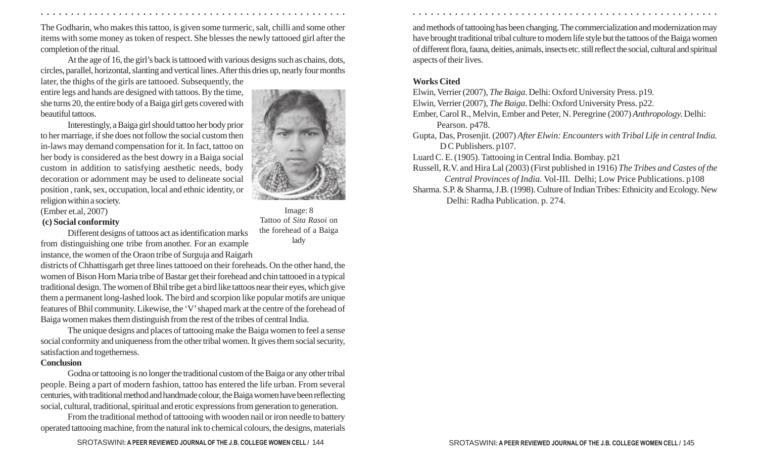The Godharin, who makes this tattoo, is given some turmeric, salt, chilli and some other items with some money as token of respect. She blesses the newly tattooed girl after the completion of the ritual.

At the age of 16, the girl's back is tattooed with various designs such as chains, dots, circles, parallel, horizontal, slanting and vertical lines. After this dries up, nearly four months later, the thighs of the girls are tattooed. Subsequently, the entire legs and hands are designed with tattoos. By the time, she turns 20, the entire body of a Baiga girl gets covered with beautiful tattoos.

Interestingly, a Baiga girl should tattoo her body prior to her marriage, if she does not follow the social custom then in-laws may demand compensation for it. In fact, tattoo on her body is considered as the best dowry in a Baiga social custom in addition to satisfying aesthetic needs, body decoration or adornment may be used to delineate social position , rank, sex, occupation, local and ethnic identity, or religion within a society. (Ember et.al, 2007)

Image: 8
Tattoo of *Sita Rasoi* on the forehead of a Baiga lady

**(c) Social conformity**

Different designs of tattoos act as identification marks from distinguishing one tribe from another. For an example instance, the women of the Oraon tribe of Surguja and Raigarh districts of Chhattisgarh get three lines tattooed on their foreheads. On the other hand, the women of Bison Horn Maria tribe of Bastar get their forehead and chin tattooed in a typical traditional design. The women of Bhil tribe get a bird like tattoos near their eyes, which give them a permanent long-lashed look. The bird and scorpion like popular motifs are unique features of Bhil community. Likewise, the 'V' shaped mark at the centre of the forehead of Baiga women makes them distinguish from the rest of the tribes of central India.

The unique designs and places of tattooing make the Baiga women to feel a sense social conformity and uniqueness from the other tribal women. It gives them social security, satisfaction and togetherness.

**Conclusion**

Godna or tattooing is no longer the traditional custom of the Baiga or any other tribal people. Being a part of modern fashion, tattoo has entered the life urban. From several centuries, with traditional method and handmade colour, the Baiga women have been reflecting social, cultural, traditional, spiritual and erotic expressions from generation to generation.

From the traditional method of tattooing with wooden nail or iron needle to battery operated tattooing machine, from the natural ink to chemical colours, the designs, materials and methods of tattooing has been changing. The commercialization and modernization may have brought traditional tribal culture to modern life style but the tattoos of the Baiga women of different flora, fauna, deities, animals, insects etc. still reflect the social, cultural and spiritual aspects of their lives.

**Works Cited**

Elwin, Verrier (2007), *The Baiga.* Delhi: Oxford University Press. p19.

Elwin, Verrier (2007), *The Baiga.* Delhi: Oxford University Press. p22.

Ember, Carol R., Melvin, Ember and Peter, N. Peregrine (2007) *Anthropology.* Delhi: Pearson. p478.

Gupta, Das, Prosenjit. (2007) *After Elwin: Encounters with Tribal Life in central India.* D C Publishers. p107.

Luard C. E. (1905). Tattooing in Central India. Bombay. p21

Russell, R.V. and Hira Lal (2003) (First published in 1916) *The Tribes and Castes of the Central Provinces of India.* Vol-III. Delhi; Low Price Publications. p108

Sharma. S.P. & Sharma, J.B. (1998). Culture of Indian Tribes: Ethnicity and Ecology. New Delhi: Radha Publication. p. 274.